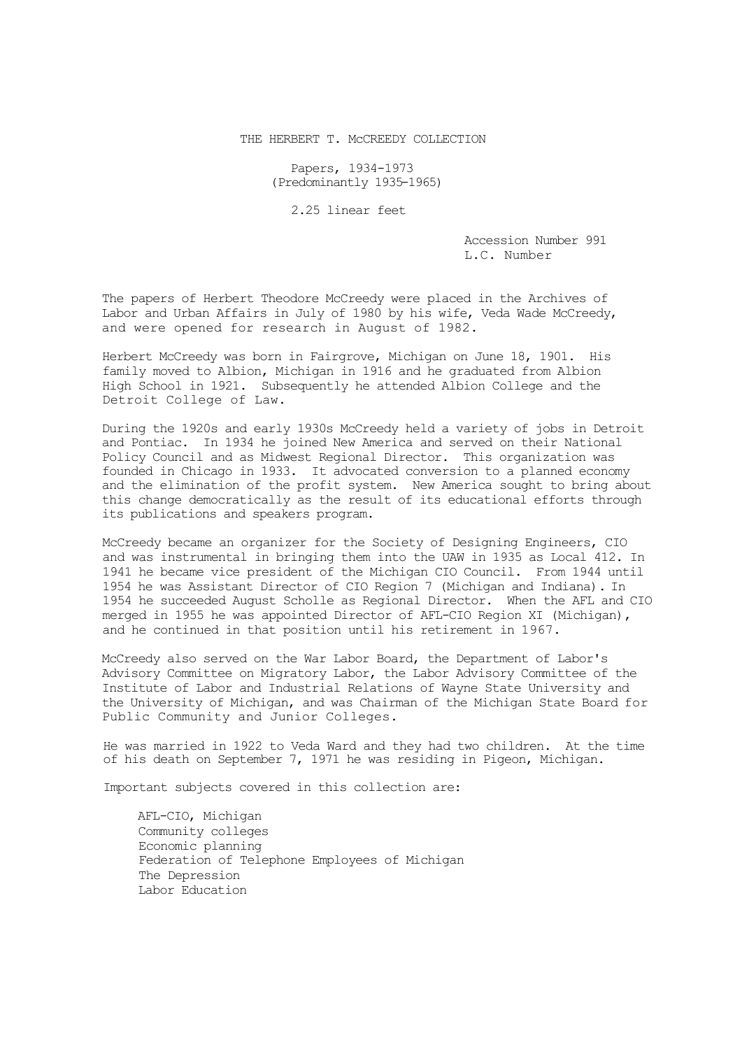# THE HERBERT T. McCREEDY COLLECTION

Papers, 1934-1973
(Predominantly 1935-1965)

2.25 linear feet

Accession Number 991
L.C. Number

The papers of Herbert Theodore McCreedy were placed in the Archives of Labor and Urban Affairs in July of 1980 by his wife, Veda Wade McCreedy, and were opened for research in August of 1982.

Herbert McCreedy was born in Fairgrove, Michigan on June 18, 1901. His family moved to Albion, Michigan in 1916 and he graduated from Albion High School in 1921. Subsequently he attended Albion College and the Detroit College of Law.

During the 1920s and early 1930s McCreedy held a variety of jobs in Detroit and Pontiac. In 1934 he joined New America and served on their National Policy Council and as Midwest Regional Director. This organization was founded in Chicago in 1933. It advocated conversion to a planned economy and the elimination of the profit system. New America sought to bring about this change democratically as the result of its educational efforts through its publications and speakers program.

McCreedy became an organizer for the Society of Designing Engineers, CIO and was instrumental in bringing them into the UAW in 1935 as Local 412. In 1941 he became vice president of the Michigan CIO Council. From 1944 until 1954 he was Assistant Director of CIO Region 7 (Michigan and Indiana). In 1954 he succeeded August Scholle as Regional Director. When the AFL and CIO merged in 1955 he was appointed Director of AFL-CIO Region XI (Michigan), and he continued in that position until his retirement in 1967.

McCreedy also served on the War Labor Board, the Department of Labor's Advisory Committee on Migratory Labor, the Labor Advisory Committee of the Institute of Labor and Industrial Relations of Wayne State University and the University of Michigan, and was Chairman of the Michigan State Board for Public Community and Junior Colleges.

He was married in 1922 to Veda Ward and they had two children. At the time of his death on September 7, 1971 he was residing in Pigeon, Michigan.

Important subjects covered in this collection are:

- AFL-CIO, Michigan
- Community colleges
- Economic planning
- Federation of Telephone Employees of Michigan
- The Depression
- Labor Education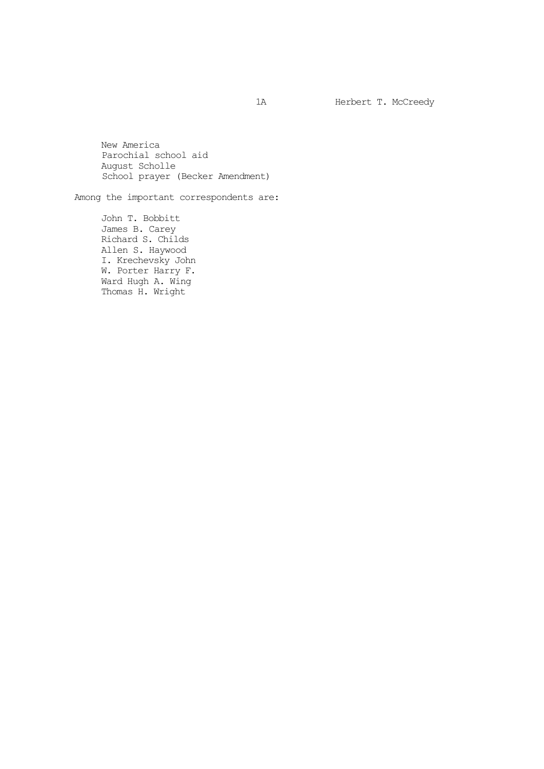New America
Parochial school aid
August Scholle
School prayer (Becker Amendment)

Among the important correspondents are:

John T. Bobbitt
James B. Carey
Richard S. Childs
Allen S. Haywood
I. Krechevsky John
W. Porter Harry F.
Ward Hugh A. Wing
Thomas H. Wright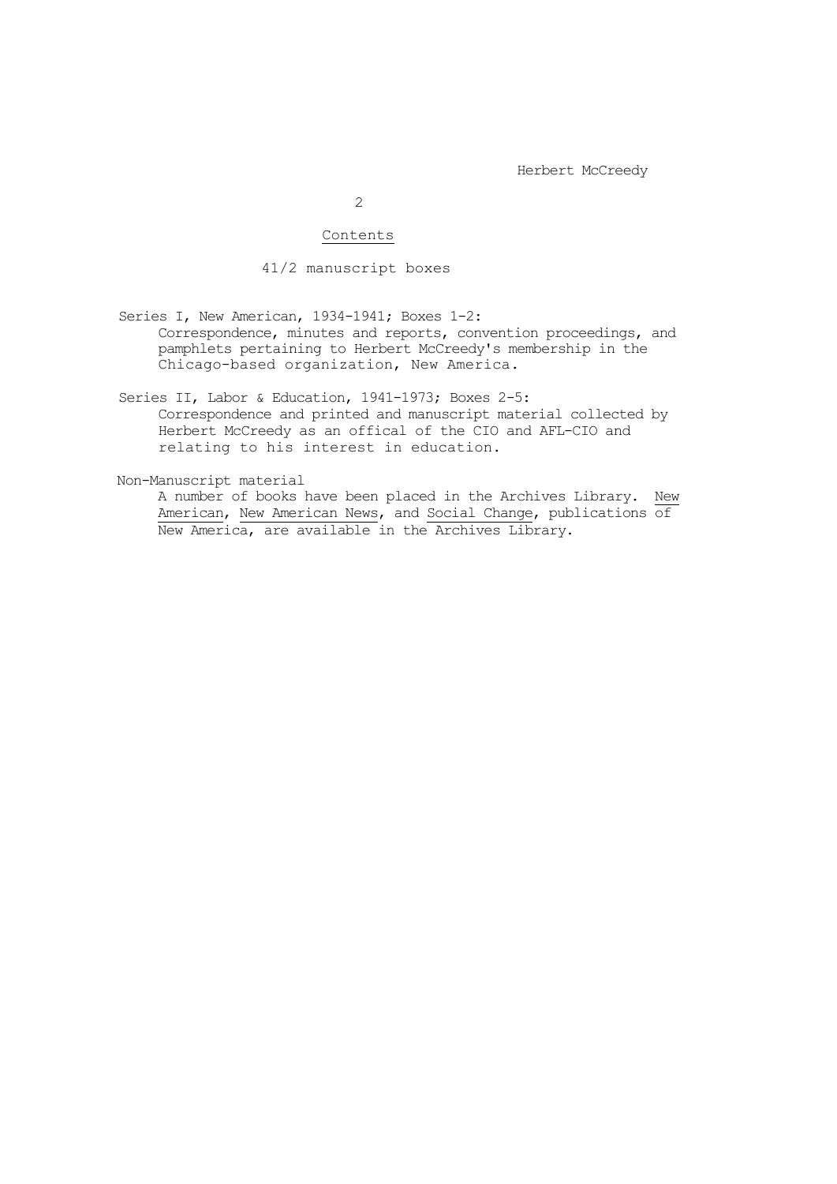## Contents

41/2 manuscript boxes

Series I, New American, 1934-1941; Boxes 1-2:
Correspondence, minutes and reports, convention proceedings, and pamphlets pertaining to Herbert McCreedy's membership in the Chicago-based organization, New America.

Series II, Labor & Education, 1941-1973; Boxes 2-5:
Correspondence and printed and manuscript material collected by Herbert McCreedy as an offical of the CIO and AFL-CIO and relating to his interest in education.

Non-Manuscript material
A number of books have been placed in the Archives Library. New American, New American News, and Social Change, publications of New America, are available in the Archives Library.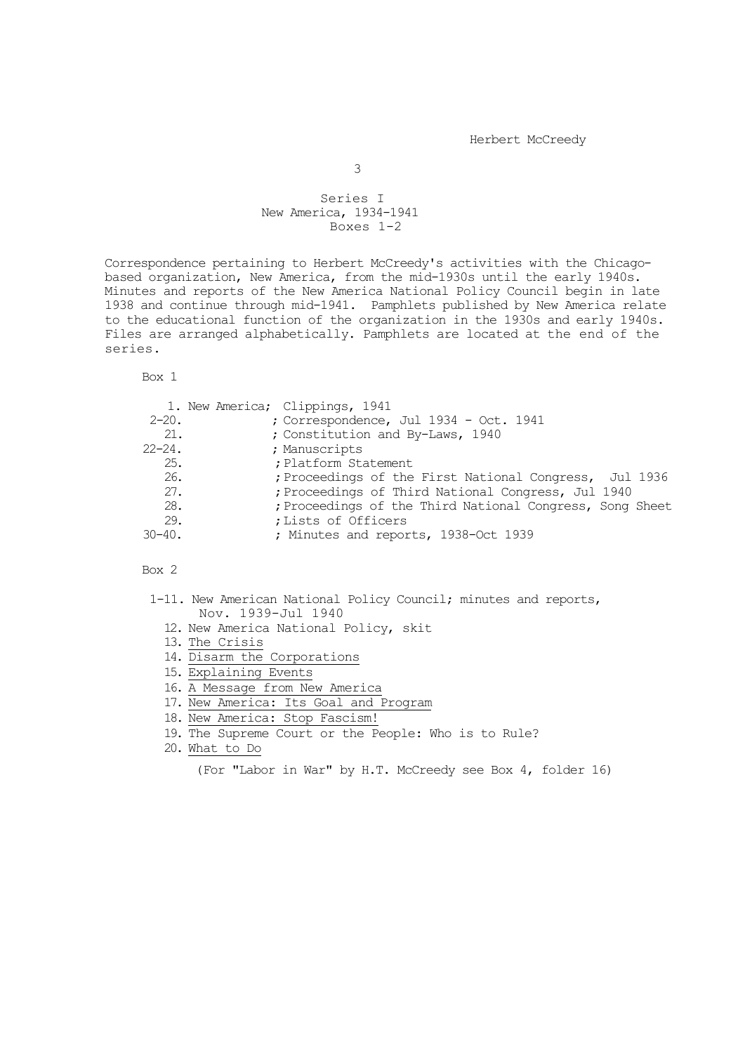## Series I
## New America, 1934-1941
## Boxes 1-2

Correspondence pertaining to Herbert McCreedy's activities with the Chicago-based organization, New America, from the mid-1930s until the early 1940s. Minutes and reports of the New America National Policy Council begin in late 1938 and continue through mid-1941. Pamphlets published by New America relate to the educational function of the organization in the 1930s and early 1940s. Files are arranged alphabetically. Pamphlets are located at the end of the series.

Box 1

1. New America; Clippings, 1941
2-20. ; Correspondence, Jul 1934 - Oct. 1941
21. ; Constitution and By-Laws, 1940
22-24. ; Manuscripts
25. ; Platform Statement
26. ; Proceedings of the First National Congress, Jul 1936
27. ; Proceedings of Third National Congress, Jul 1940
28. ; Proceedings of the Third National Congress, Song Sheet
29. ; Lists of Officers
30-40. ; Minutes and reports, 1938-Oct 1939

Box 2

1-11. New American National Policy Council; minutes and reports, Nov. 1939-Jul 1940
12. New America National Policy, skit
13. <u>The Crisis</u>
14. <u>Disarm the Corporations</u>
15. <u>Explaining Events</u>
16. <u>A Message from New America</u>
17. <u>New America: Its Goal and Program</u>
18. <u>New America: Stop Fascism!</u>
19. The Supreme Court or the People: Who is to Rule?
20. <u>What to Do</u>

(For "Labor in War" by H.T. McCreedy see Box 4, folder 16)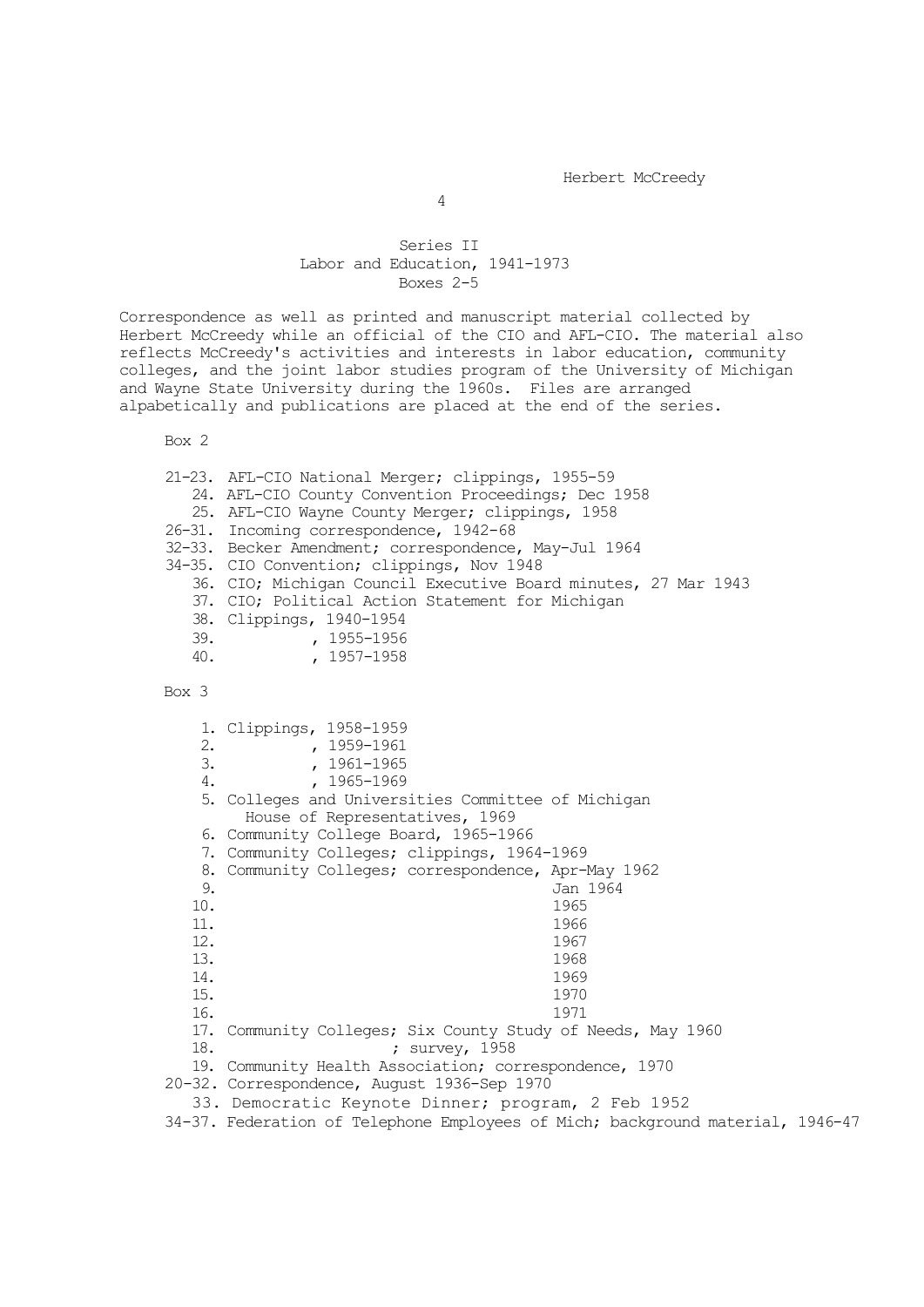## Series II
### Labor and Education, 1941-1973
### Boxes 2-5

Correspondence as well as printed and manuscript material collected by Herbert McCreedy while an official of the CIO and AFL-CIO. The material also reflects McCreedy's activities and interests in labor education, community colleges, and the joint labor studies program of the University of Michigan and Wayne State University during the 1960s. Files are arranged alpabetically and publications are placed at the end of the series.

Box 2

- 21-23. AFL-CIO National Merger; clippings, 1955-59
- 24. AFL-CIO County Convention Proceedings; Dec 1958
- 25. AFL-CIO Wayne County Merger; clippings, 1958
- 26-31. Incoming correspondence, 1942-68
- 32-33. Becker Amendment; correspondence, May-Jul 1964
- 34-35. CIO Convention; clippings, Nov 1948
- 36. CIO; Michigan Council Executive Board minutes, 27 Mar 1943
- 37. CIO; Political Action Statement for Michigan
- 38. Clippings, 1940-1954
- 39. , 1955-1956
- 40. , 1957-1958

Box 3

- 1. Clippings, 1958-1959
- 2. , 1959-1961
- 3. , 1961-1965
- 4. , 1965-1969
- 5. Colleges and Universities Committee of Michigan House of Representatives, 1969
- 6. Community College Board, 1965-1966
- 7. Community Colleges; clippings, 1964-1969
- 8. Community Colleges; correspondence, Apr-May 1962
- 9. Jan 1964
- 10. 1965
- 11. 1966
- 12. 1967
- 13. 1968
- 14. 1969
- 15. 1970
- 16. 1971
- 17. Community Colleges; Six County Study of Needs, May 1960
- 18. ; survey, 1958
- 19. Community Health Association; correspondence, 1970
- 20-32. Correspondence, August 1936-Sep 1970
- 33. Democratic Keynote Dinner; program, 2 Feb 1952
- 34-37. Federation of Telephone Employees of Mich; background material, 1946-47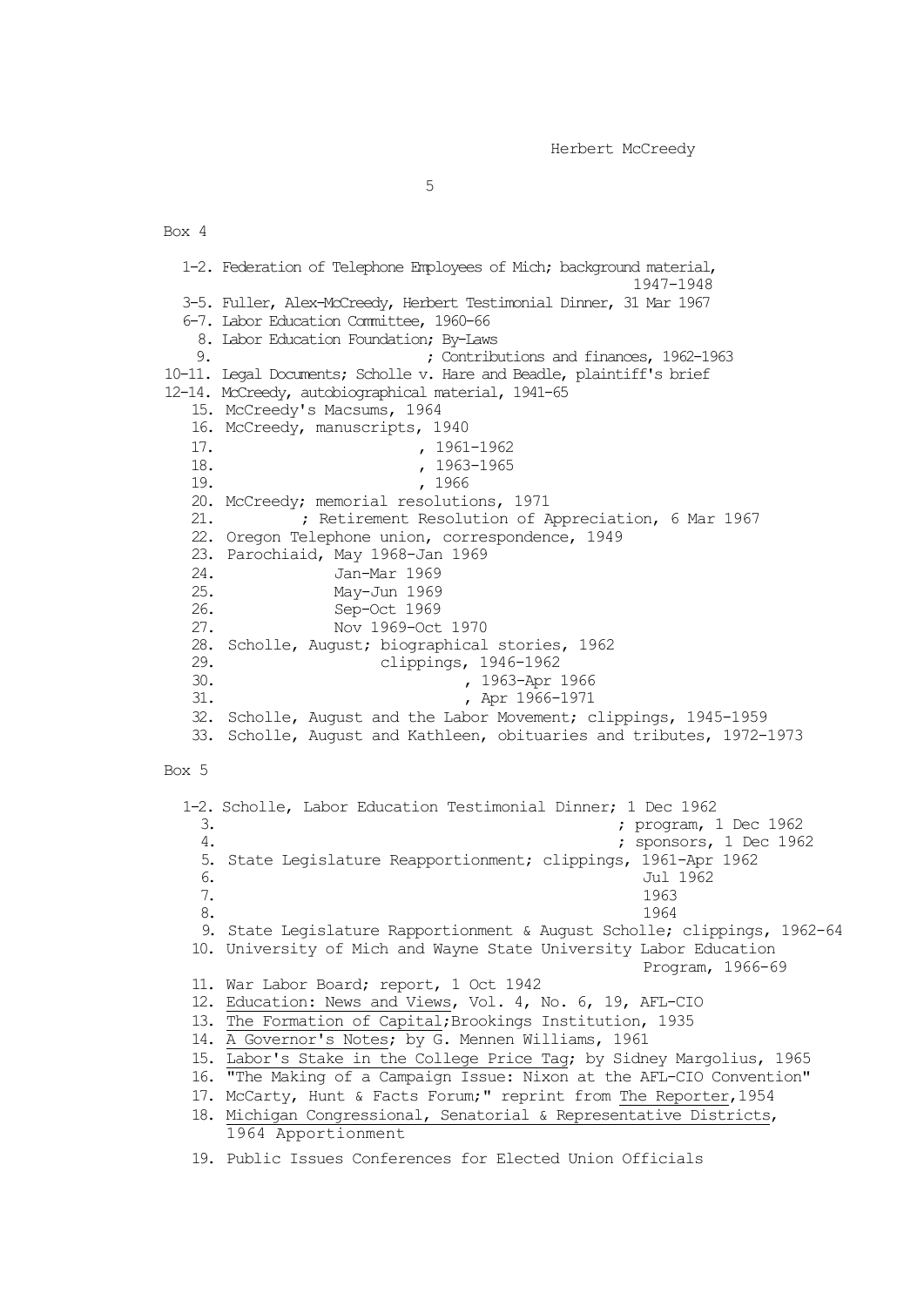## Box 4

1-2. Federation of Telephone Employees of Mich; background material, 1947-1948
3-5. Fuller, Alex-McCreedy, Herbert Testimonial Dinner, 31 Mar 1967
6-7. Labor Education Committee, 1960-66
8. Labor Education Foundation; By-Laws
9. ; Contributions and finances, 1962-1963
10-11. Legal Documents; Scholle v. Hare and Beadle, plaintiff's brief
12-14. McCreedy, autobiographical material, 1941-65
15. McCreedy's Macsums, 1964
16. McCreedy, manuscripts, 1940
17. , 1961-1962
18. , 1963-1965
19. , 1966
20. McCreedy; memorial resolutions, 1971
21. ; Retirement Resolution of Appreciation, 6 Mar 1967
22. Oregon Telephone union, correspondence, 1949
23. Parochiaid, May 1968-Jan 1969
24. Jan-Mar 1969
25. May-Jun 1969
26. Sep-Oct 1969
27. Nov 1969-Oct 1970
28. Scholle, August; biographical stories, 1962
29. clippings, 1946-1962
30. , 1963-Apr 1966
31. , Apr 1966-1971
32. Scholle, August and the Labor Movement; clippings, 1945-1959
33. Scholle, August and Kathleen, obituaries and tributes, 1972-1973

## Box 5

1-2. Scholle, Labor Education Testimonial Dinner; 1 Dec 1962
3. ; program, 1 Dec 1962
4. ; sponsors, 1 Dec 1962
5. State Legislature Reapportionment; clippings, 1961-Apr 1962
6. Jul 1962
7. 1963
8. 1964
9. State Legislature Rapportionment & August Scholle; clippings, 1962-64
10. University of Mich and Wayne State University Labor Education Program, 1966-69
11. War Labor Board; report, 1 Oct 1942
12. Education: News and Views, Vol. 4, No. 6, 19, AFL-CIO
13. The Formation of Capital; Brookings Institution, 1935
14. A Governor's Notes; by G. Mennen Williams, 1961
15. Labor's Stake in the College Price Tag; by Sidney Margolius, 1965
16. "The Making of a Campaign Issue: Nixon at the AFL-CIO Convention"
17. McCarty, Hunt & Facts Forum;" reprint from The Reporter, 1954
18. Michigan Congressional, Senatorial & Representative Districts, 1964 Apportionment
19. Public Issues Conferences for Elected Union Officials